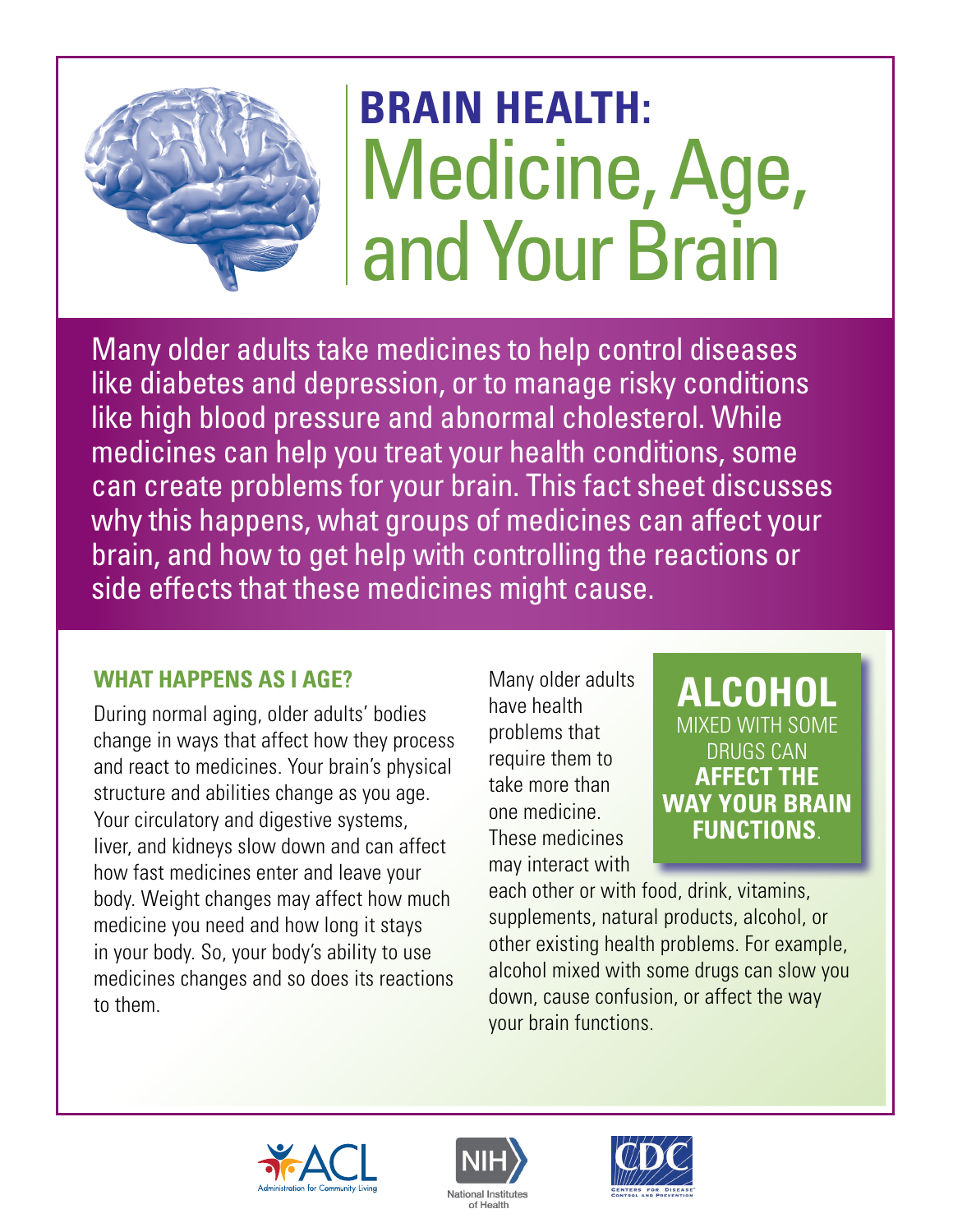# BRAIN HEALTH: Medicine, Age, and Your Brain

Many older adults take medicines to help control diseases like diabetes and depression, or to manage risky conditions like high blood pressure and abnormal cholesterol. While medicines can help you treat your health conditions, some can create problems for your brain. This fact sheet discusses why this happens, what groups of medicines can affect your brain, and how to get help with controlling the reactions or side effects that these medicines might cause.

## WHAT HAPPENS AS I AGE?

During normal aging, older adults' bodies change in ways that affect how they process and react to medicines. Your brain's physical structure and abilities change as you age. Your circulatory and digestive systems, liver, and kidneys slow down and can affect how fast medicines enter and leave your body. Weight changes may affect how much medicine you need and how long it stays in your body. So, your body's ability to use medicines changes and so does its reactions to them.

Many older adults have health problems that require them to take more than one medicine. These medicines may interact with each other or with food, drink, vitamins, supplements, natural products, alcohol, or other existing health problems. For example, alcohol mixed with some drugs can slow you down, cause confusion, or affect the way your brain functions.

**ALCOHOL** MIXED WITH SOME DRUGS CAN **AFFECT THE WAY YOUR BRAIN FUNCTIONS**.

ACL Administration for Community Living | NIH National Institutes of Health | CDC Centers for Disease Control and Prevention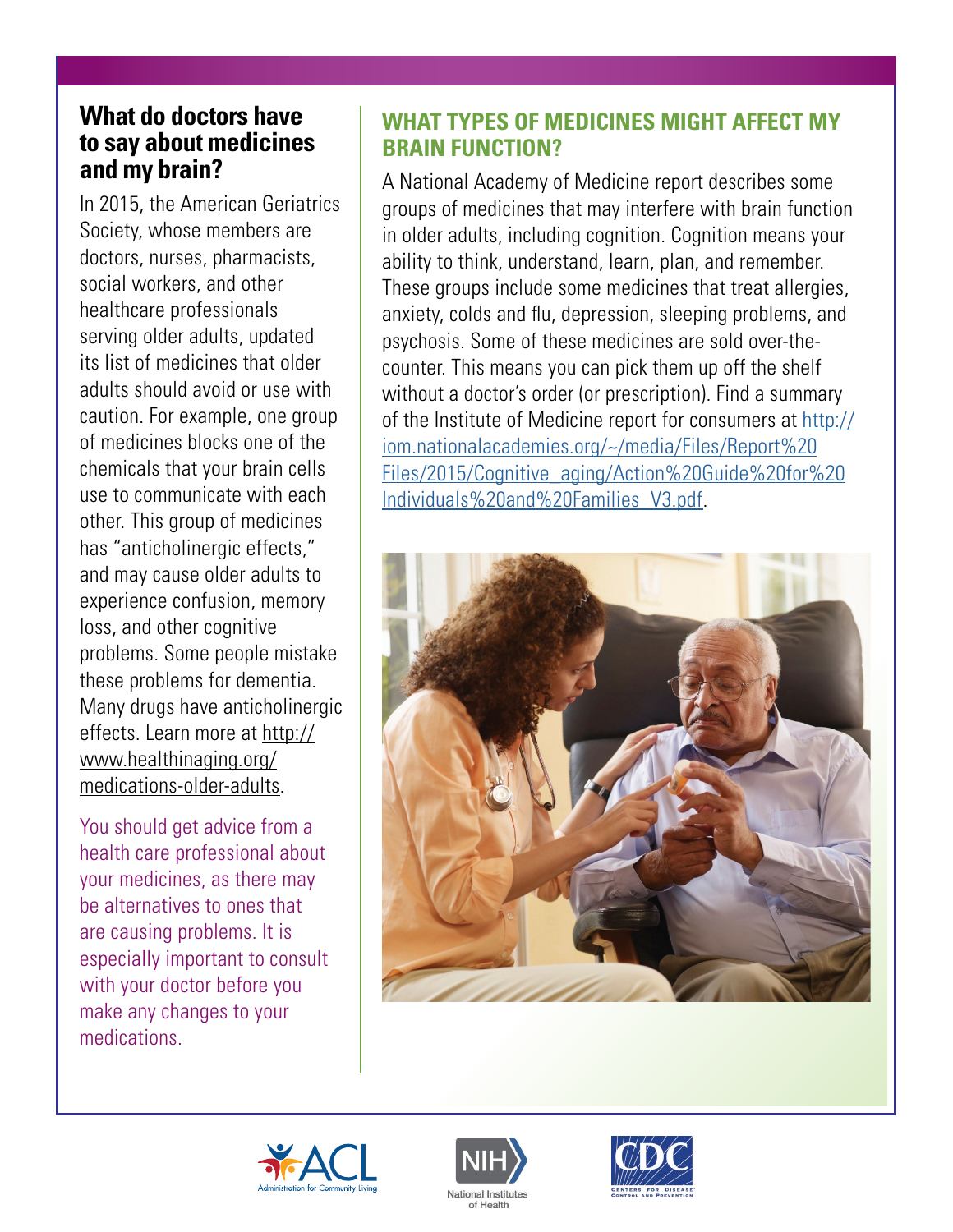## What do doctors have to say about medicines and my brain?

In 2015, the American Geriatrics Society, whose members are doctors, nurses, pharmacists, social workers, and other healthcare professionals serving older adults, updated its list of medicines that older adults should avoid or use with caution. For example, one group of medicines blocks one of the chemicals that your brain cells use to communicate with each other. This group of medicines has "anticholinergic effects," and may cause older adults to experience confusion, memory loss, and other cognitive problems. Some people mistake these problems for dementia. Many drugs have anticholinergic effects. Learn more at http://www.healthinaging.org/medications-older-adults.

You should get advice from a health care professional about your medicines, as there may be alternatives to ones that are causing problems. It is especially important to consult with your doctor before you make any changes to your medications.

## WHAT TYPES OF MEDICINES MIGHT AFFECT MY BRAIN FUNCTION?

A National Academy of Medicine report describes some groups of medicines that may interfere with brain function in older adults, including cognition. Cognition means your ability to think, understand, learn, plan, and remember. These groups include some medicines that treat allergies, anxiety, colds and flu, depression, sleeping problems, and psychosis. Some of these medicines are sold over-the-counter. This means you can pick them up off the shelf without a doctor's order (or prescription). Find a summary of the Institute of Medicine report for consumers at http://iom.nationalacademies.org/~/media/Files/Report%20Files/2015/Cognitive_aging/Action%20Guide%20for%20Individuals%20and%20Families_V3.pdf.

ACL Administration for Community Living | NIH National Institutes of Health | CDC Centers for Disease Control and Prevention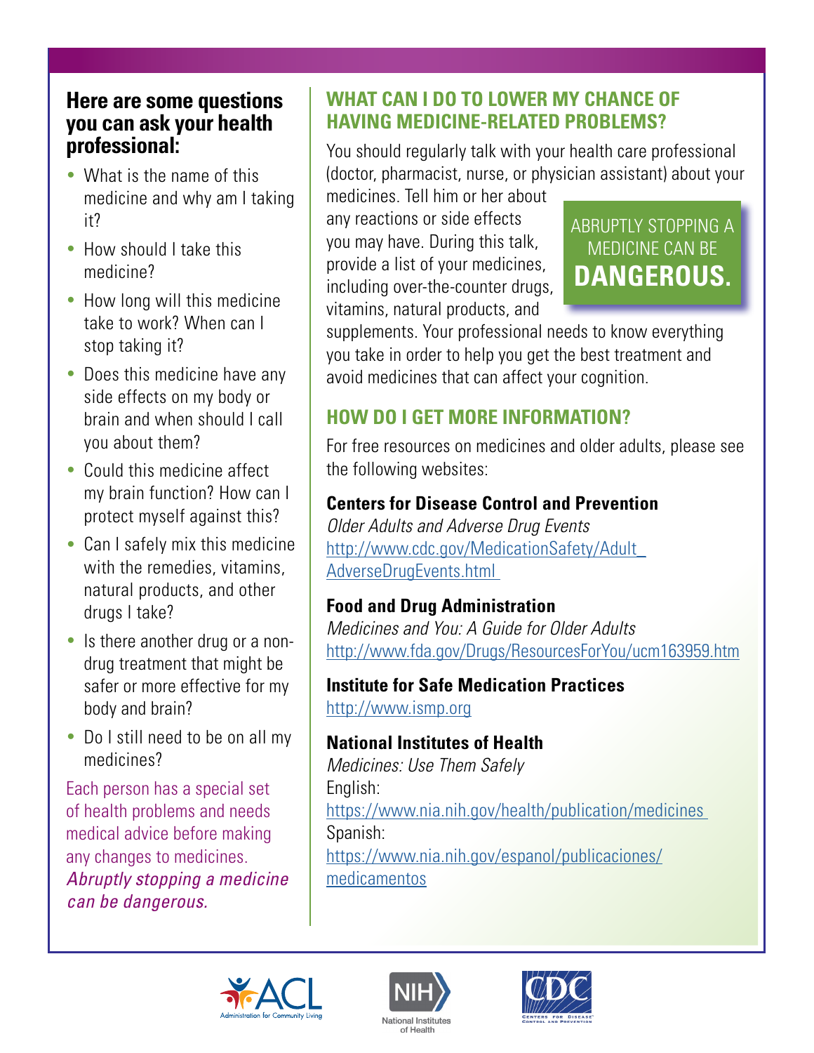## Here are some questions you can ask your health professional:

- What is the name of this medicine and why am I taking it?
- How should I take this medicine?
- How long will this medicine take to work? When can I stop taking it?
- Does this medicine have any side effects on my body or brain and when should I call you about them?
- Could this medicine affect my brain function? How can I protect myself against this?
- Can I safely mix this medicine with the remedies, vitamins, natural products, and other drugs I take?
- Is there another drug or a non-drug treatment that might be safer or more effective for my body and brain?
- Do I still need to be on all my medicines?

Each person has a special set of health problems and needs medical advice before making any changes to medicines. *Abruptly stopping a medicine can be dangerous.*

## WHAT CAN I DO TO LOWER MY CHANCE OF HAVING MEDICINE-RELATED PROBLEMS?

You should regularly talk with your health care professional (doctor, pharmacist, nurse, or physician assistant) about your medicines. Tell him or her about any reactions or side effects you may have. During this talk, provide a list of your medicines, including over-the-counter drugs, vitamins, natural products, and supplements. Your professional needs to know everything you take in order to help you get the best treatment and avoid medicines that can affect your cognition.

ABRUPTLY STOPPING A MEDICINE CAN BE **DANGEROUS.**

## HOW DO I GET MORE INFORMATION?

For free resources on medicines and older adults, please see the following websites:

**Centers for Disease Control and Prevention**
*Older Adults and Adverse Drug Events*
http://www.cdc.gov/MedicationSafety/Adult_AdverseDrugEvents.html

**Food and Drug Administration**
*Medicines and You: A Guide for Older Adults*
http://www.fda.gov/Drugs/ResourcesForYou/ucm163959.htm

**Institute for Safe Medication Practices**
http://www.ismp.org

**National Institutes of Health**
*Medicines: Use Them Safely*
English:
https://www.nia.nih.gov/health/publication/medicines
Spanish:
https://www.nia.nih.gov/espanol/publicaciones/medicamentos

ACL Administration for Community Living

NIH National Institutes of Health

CDC Centers for Disease Control and Prevention